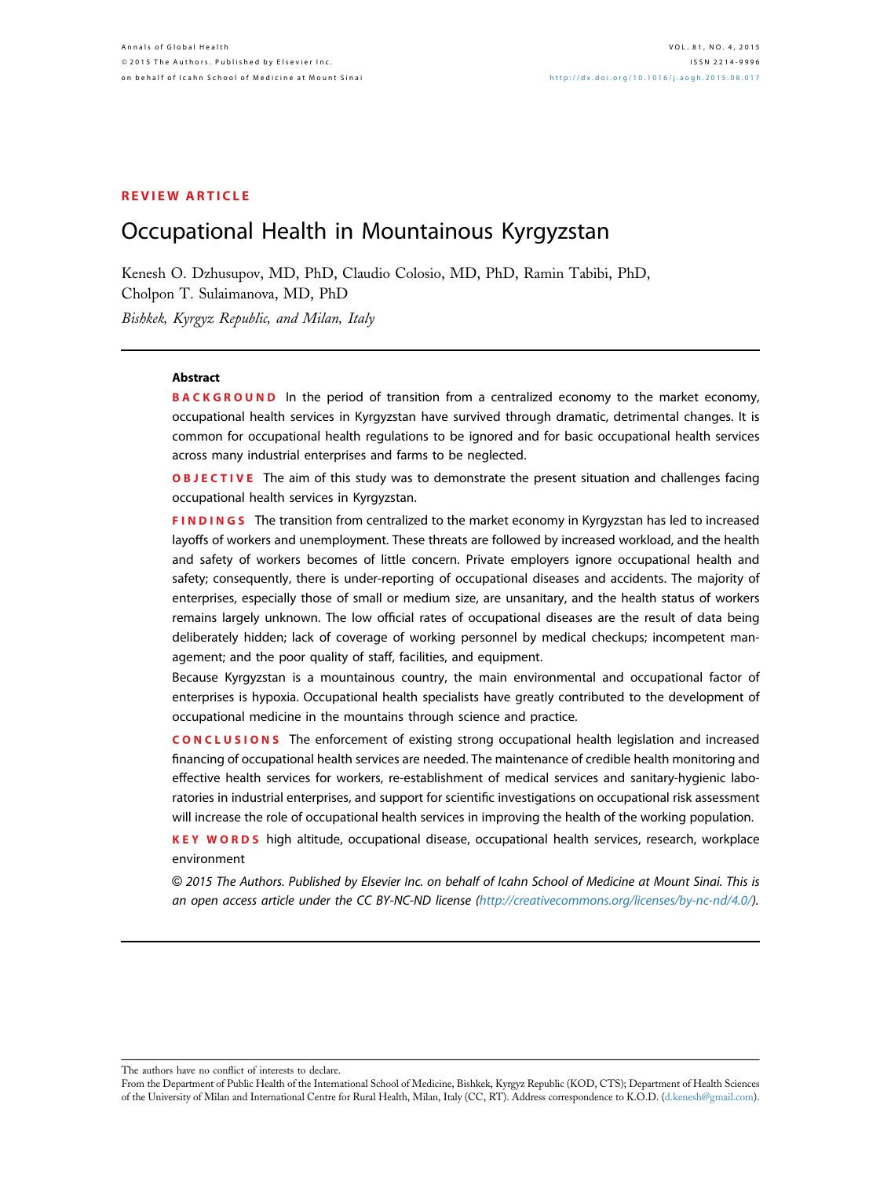REVIEW ARTICLE

# Occupational Health in Mountainous Kyrgyzstan

Kenesh O. Dzhusupov, MD, PhD, Claudio Colosio, MD, PhD, Ramin Tabibi, PhD, Cholpon T. Sulaimanova, MD, PhD

*Bishkek, Kyrgyz Republic, and Milan, Italy*

## Abstract

**BACKGROUND** In the period of transition from a centralized economy to the market economy, occupational health services in Kyrgyzstan have survived through dramatic, detrimental changes. It is common for occupational health regulations to be ignored and for basic occupational health services across many industrial enterprises and farms to be neglected.

**OBJECTIVE** The aim of this study was to demonstrate the present situation and challenges facing occupational health services in Kyrgyzstan.

**FINDINGS** The transition from centralized to the market economy in Kyrgyzstan has led to increased layoffs of workers and unemployment. These threats are followed by increased workload, and the health and safety of workers becomes of little concern. Private employers ignore occupational health and safety; consequently, there is under-reporting of occupational diseases and accidents. The majority of enterprises, especially those of small or medium size, are unsanitary, and the health status of workers remains largely unknown. The low official rates of occupational diseases are the result of data being deliberately hidden; lack of coverage of working personnel by medical checkups; incompetent management; and the poor quality of staff, facilities, and equipment.

Because Kyrgyzstan is a mountainous country, the main environmental and occupational factor of enterprises is hypoxia. Occupational health specialists have greatly contributed to the development of occupational medicine in the mountains through science and practice.

**CONCLUSIONS** The enforcement of existing strong occupational health legislation and increased financing of occupational health services are needed. The maintenance of credible health monitoring and effective health services for workers, re-establishment of medical services and sanitary-hygienic laboratories in industrial enterprises, and support for scientific investigations on occupational risk assessment will increase the role of occupational health services in improving the health of the working population.

**KEY WORDS** high altitude, occupational disease, occupational health services, research, workplace environment

*© 2015 The Authors. Published by Elsevier Inc. on behalf of Icahn School of Medicine at Mount Sinai. This is an open access article under the CC BY-NC-ND license (http://creativecommons.org/licenses/by-nc-nd/4.0/).*

---

The authors have no conflict of interests to declare.

From the Department of Public Health of the International School of Medicine, Bishkek, Kyrgyz Republic (KOD, CTS); Department of Health Sciences of the University of Milan and International Centre for Rural Health, Milan, Italy (CC, RT). Address correspondence to K.O.D. (d.kenesh@gmail.com).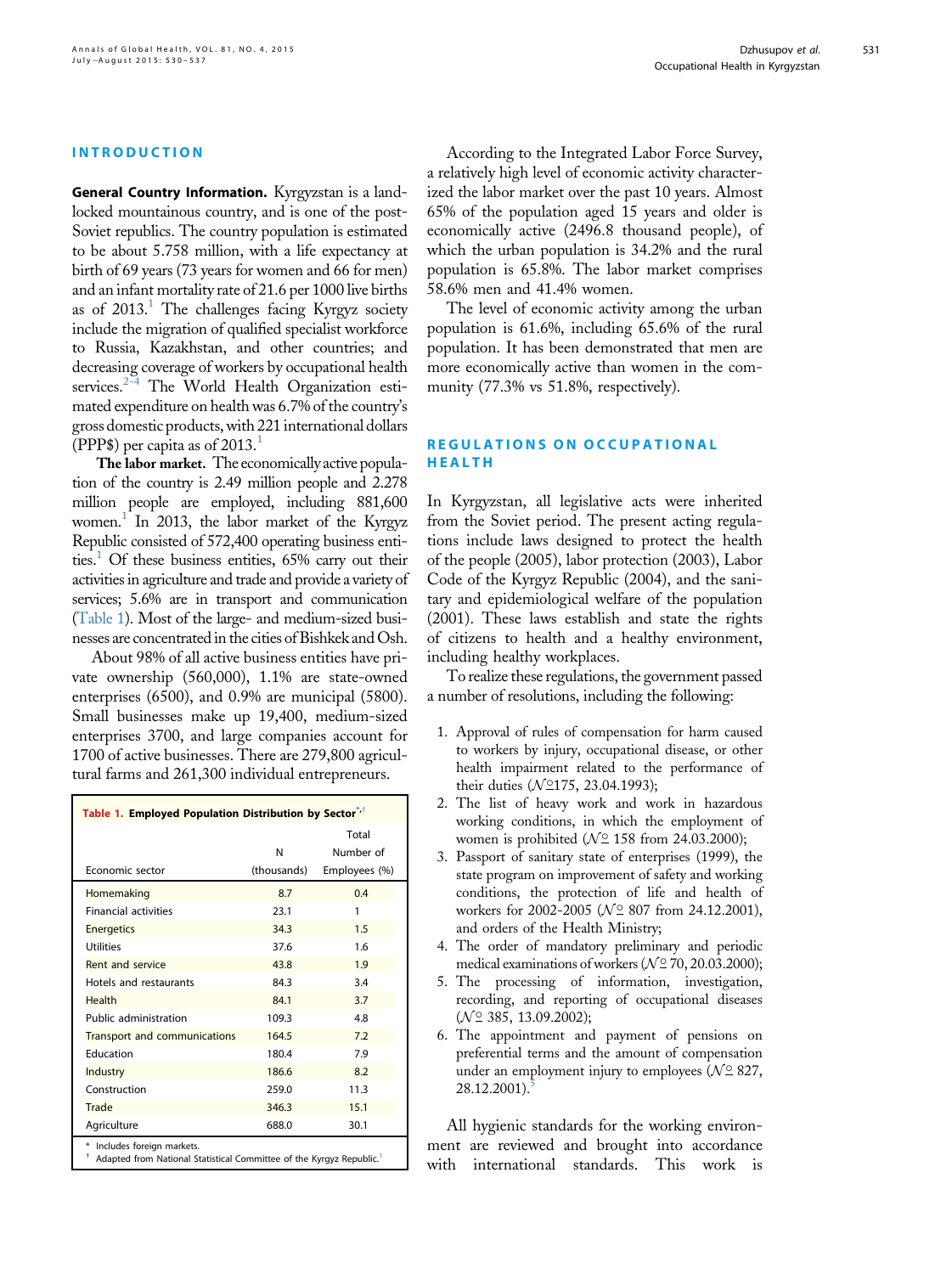## INTRODUCTION

**General Country Information.** Kyrgyzstan is a landlocked mountainous country, and is one of the post-Soviet republics. The country population is estimated to be about 5.758 million, with a life expectancy at birth of 69 years (73 years for women and 66 for men) and an infant mortality rate of 21.6 per 1000 live births as of 2013.[1] The challenges facing Kyrgyz society include the migration of qualified specialist workforce to Russia, Kazakhstan, and other countries; and decreasing coverage of workers by occupational health services.[2–4] The World Health Organization estimated expenditure on health was 6.7% of the country's gross domestic products, with 221 international dollars (PPP$) per capita as of 2013.[1]

**The labor market.** The economically active population of the country is 2.49 million people and 2.278 million people are employed, including 881,600 women.[1] In 2013, the labor market of the Kyrgyz Republic consisted of 572,400 operating business entities.[1] Of these business entities, 65% carry out their activities in agriculture and trade and provide a variety of services; 5.6% are in transport and communication (Table 1). Most of the large- and medium-sized businesses are concentrated in the cities of Bishkek and Osh.

About 98% of all active business entities have private ownership (560,000), 1.1% are state-owned enterprises (6500), and 0.9% are municipal (5800). Small businesses make up 19,400, medium-sized enterprises 3700, and large companies account for 1700 of active businesses. There are 279,800 agricultural farms and 261,300 individual entrepreneurs.

**Table 1. Employed Population Distribution by Sector**[*,†]

| Economic sector | N (thousands) | Total Number of Employees (%) |
|---|---|---|
| Homemaking | 8.7 | 0.4 |
| Financial activities | 23.1 | 1 |
| Energetics | 34.3 | 1.5 |
| Utilities | 37.6 | 1.6 |
| Rent and service | 43.8 | 1.9 |
| Hotels and restaurants | 84.3 | 3.4 |
| Health | 84.1 | 3.7 |
| Public administration | 109.3 | 4.8 |
| Transport and communications | 164.5 | 7.2 |
| Education | 180.4 | 7.9 |
| Industry | 186.6 | 8.2 |
| Construction | 259.0 | 11.3 |
| Trade | 346.3 | 15.1 |
| Agriculture | 688.0 | 30.1 |

\* Includes foreign markets.
† Adapted from National Statistical Committee of the Kyrgyz Republic.[1]

According to the Integrated Labor Force Survey, a relatively high level of economic activity characterized the labor market over the past 10 years. Almost 65% of the population aged 15 years and older is economically active (2496.8 thousand people), of which the urban population is 34.2% and the rural population is 65.8%. The labor market comprises 58.6% men and 41.4% women.

The level of economic activity among the urban population is 61.6%, including 65.6% of the rural population. It has been demonstrated that men are more economically active than women in the community (77.3% vs 51.8%, respectively).

## REGULATIONS ON OCCUPATIONAL HEALTH

In Kyrgyzstan, all legislative acts were inherited from the Soviet period. The present acting regulations include laws designed to protect the health of the people (2005), labor protection (2003), Labor Code of the Kyrgyz Republic (2004), and the sanitary and epidemiological welfare of the population (2001). These laws establish and state the rights of citizens to health and a healthy environment, including healthy workplaces.

To realize these regulations, the government passed a number of resolutions, including the following:

1. Approval of rules of compensation for harm caused to workers by injury, occupational disease, or other health impairment related to the performance of their duties (№175, 23.04.1993);
2. The list of heavy work and work in hazardous working conditions, in which the employment of women is prohibited (№ 158 from 24.03.2000);
3. Passport of sanitary state of enterprises (1999), the state program on improvement of safety and working conditions, the protection of life and health of workers for 2002-2005 (№ 807 from 24.12.2001), and orders of the Health Ministry;
4. The order of mandatory preliminary and periodic medical examinations of workers (№ 70, 20.03.2000);
5. The processing of information, investigation, recording, and reporting of occupational diseases (№ 385, 13.09.2002);
6. The appointment and payment of pensions on preferential terms and the amount of compensation under an employment injury to employees (№ 827, 28.12.2001).[5]

All hygienic standards for the working environment are reviewed and brought into accordance with international standards. This work is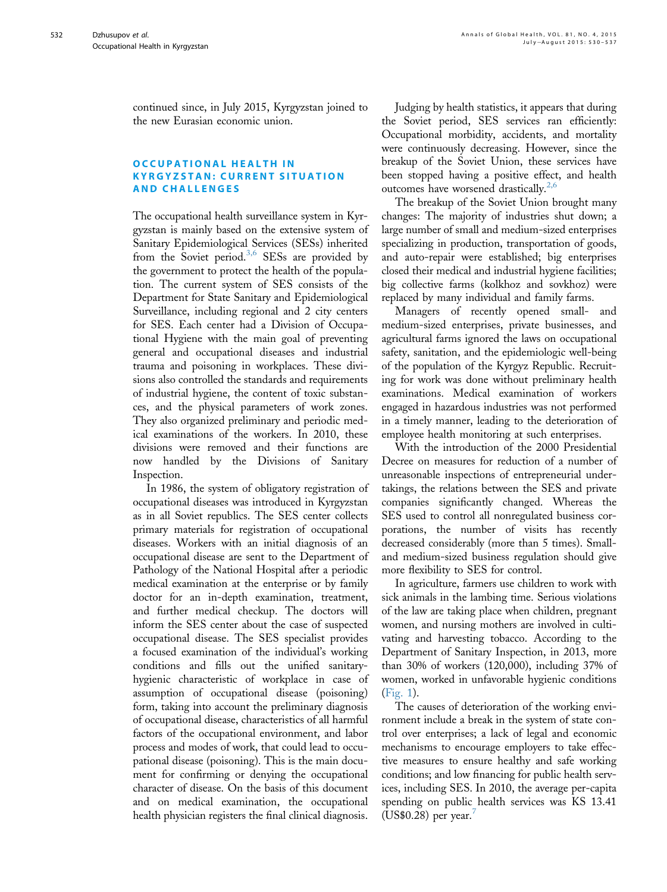continued since, in July 2015, Kyrgyzstan joined to the new Eurasian economic union.

## OCCUPATIONAL HEALTH IN KYRGYZSTAN: CURRENT SITUATION AND CHALLENGES

The occupational health surveillance system in Kyrgyzstan is mainly based on the extensive system of Sanitary Epidemiological Services (SESs) inherited from the Soviet period.[3,6] SESs are provided by the government to protect the health of the population. The current system of SES consists of the Department for State Sanitary and Epidemiological Surveillance, including regional and 2 city centers for SES. Each center had a Division of Occupational Hygiene with the main goal of preventing general and occupational diseases and industrial trauma and poisoning in workplaces. These divisions also controlled the standards and requirements of industrial hygiene, the content of toxic substances, and the physical parameters of work zones. They also organized preliminary and periodic medical examinations of the workers. In 2010, these divisions were removed and their functions are now handled by the Divisions of Sanitary Inspection.

In 1986, the system of obligatory registration of occupational diseases was introduced in Kyrgyzstan as in all Soviet republics. The SES center collects primary materials for registration of occupational diseases. Workers with an initial diagnosis of an occupational disease are sent to the Department of Pathology of the National Hospital after a periodic medical examination at the enterprise or by family doctor for an in-depth examination, treatment, and further medical checkup. The doctors will inform the SES center about the case of suspected occupational disease. The SES specialist provides a focused examination of the individual's working conditions and fills out the unified sanitary-hygienic characteristic of workplace in case of assumption of occupational disease (poisoning) form, taking into account the preliminary diagnosis of occupational disease, characteristics of all harmful factors of the occupational environment, and labor process and modes of work, that could lead to occupational disease (poisoning). This is the main document for confirming or denying the occupational character of disease. On the basis of this document and on medical examination, the occupational health physician registers the final clinical diagnosis.

Judging by health statistics, it appears that during the Soviet period, SES services ran efficiently: Occupational morbidity, accidents, and mortality were continuously decreasing. However, since the breakup of the Soviet Union, these services have been stopped having a positive effect, and health outcomes have worsened drastically.[2,6]

The breakup of the Soviet Union brought many changes: The majority of industries shut down; a large number of small and medium-sized enterprises specializing in production, transportation of goods, and auto-repair were established; big enterprises closed their medical and industrial hygiene facilities; big collective farms (kolkhoz and sovkhoz) were replaced by many individual and family farms.

Managers of recently opened small- and medium-sized enterprises, private businesses, and agricultural farms ignored the laws on occupational safety, sanitation, and the epidemiologic well-being of the population of the Kyrgyz Republic. Recruiting for work was done without preliminary health examinations. Medical examination of workers engaged in hazardous industries was not performed in a timely manner, leading to the deterioration of employee health monitoring at such enterprises.

With the introduction of the 2000 Presidential Decree on measures for reduction of a number of unreasonable inspections of entrepreneurial undertakings, the relations between the SES and private companies significantly changed. Whereas the SES used to control all nonregulated business corporations, the number of visits has recently decreased considerably (more than 5 times). Small- and medium-sized business regulation should give more flexibility to SES for control.

In agriculture, farmers use children to work with sick animals in the lambing time. Serious violations of the law are taking place when children, pregnant women, and nursing mothers are involved in cultivating and harvesting tobacco. According to the Department of Sanitary Inspection, in 2013, more than 30% of workers (120,000), including 37% of women, worked in unfavorable hygienic conditions (Fig. 1).

The causes of deterioration of the working environment include a break in the system of state control over enterprises; a lack of legal and economic mechanisms to encourage employers to take effective measures to ensure healthy and safe working conditions; and low financing for public health services, including SES. In 2010, the average per-capita spending on public health services was KS 13.41 (US$0.28) per year.[7]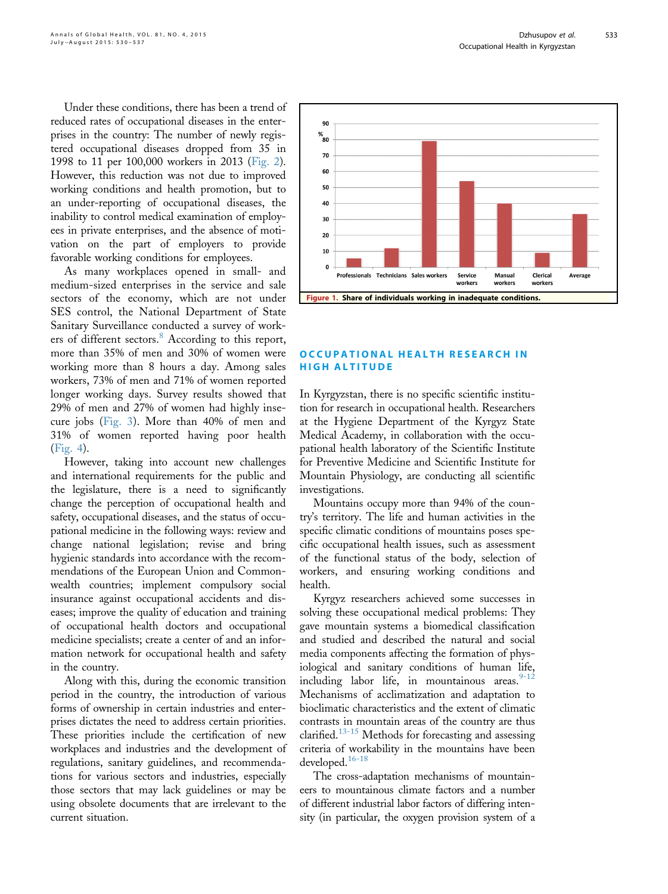Under these conditions, there has been a trend of reduced rates of occupational diseases in the enterprises in the country: The number of newly registered occupational diseases dropped from 35 in 1998 to 11 per 100,000 workers in 2013 (Fig. 2). However, this reduction was not due to improved working conditions and health promotion, but to an under-reporting of occupational diseases, the inability to control medical examination of employees in private enterprises, and the absence of motivation on the part of employers to provide favorable working conditions for employees.

As many workplaces opened in small- and medium-sized enterprises in the service and sale sectors of the economy, which are not under SES control, the National Department of State Sanitary Surveillance conducted a survey of workers of different sectors.[8] According to this report, more than 35% of men and 30% of women were working more than 8 hours a day. Among sales workers, 73% of men and 71% of women reported longer working days. Survey results showed that 29% of men and 27% of women had highly insecure jobs (Fig. 3). More than 40% of men and 31% of women reported having poor health (Fig. 4).

However, taking into account new challenges and international requirements for the public and the legislature, there is a need to significantly change the perception of occupational health and safety, occupational diseases, and the status of occupational medicine in the following ways: review and change national legislation; revise and bring hygienic standards into accordance with the recommendations of the European Union and Commonwealth countries; implement compulsory social insurance against occupational accidents and diseases; improve the quality of education and training of occupational health doctors and occupational medicine specialists; create a center of and an information network for occupational health and safety in the country.

Along with this, during the economic transition period in the country, the introduction of various forms of ownership in certain industries and enterprises dictates the need to address certain priorities. These priorities include the certification of new workplaces and industries and the development of regulations, sanitary guidelines, and recommendations for various sectors and industries, especially those sectors that may lack guidelines or may be using obsolete documents that are irrelevant to the current situation.

**Figure 1. Share of individuals working in inadequate conditions.**

## OCCUPATIONAL HEALTH RESEARCH IN HIGH ALTITUDE

In Kyrgyzstan, there is no specific scientific institution for research in occupational health. Researchers at the Hygiene Department of the Kyrgyz State Medical Academy, in collaboration with the occupational health laboratory of the Scientific Institute for Preventive Medicine and Scientific Institute for Mountain Physiology, are conducting all scientific investigations.

Mountains occupy more than 94% of the country's territory. The life and human activities in the specific climatic conditions of mountains poses specific occupational health issues, such as assessment of the functional status of the body, selection of workers, and ensuring working conditions and health.

Kyrgyz researchers achieved some successes in solving these occupational medical problems: They gave mountain systems a biomedical classification and studied and described the natural and social media components affecting the formation of physiological and sanitary conditions of human life, including labor life, in mountainous areas.[9-12] Mechanisms of acclimatization and adaptation to bioclimatic characteristics and the extent of climatic contrasts in mountain areas of the country are thus clarified.[13-15] Methods for forecasting and assessing criteria of workability in the mountains have been developed.[16-18]

The cross-adaptation mechanisms of mountaineers to mountainous climate factors and a number of different industrial labor factors of differing intensity (in particular, the oxygen provision system of a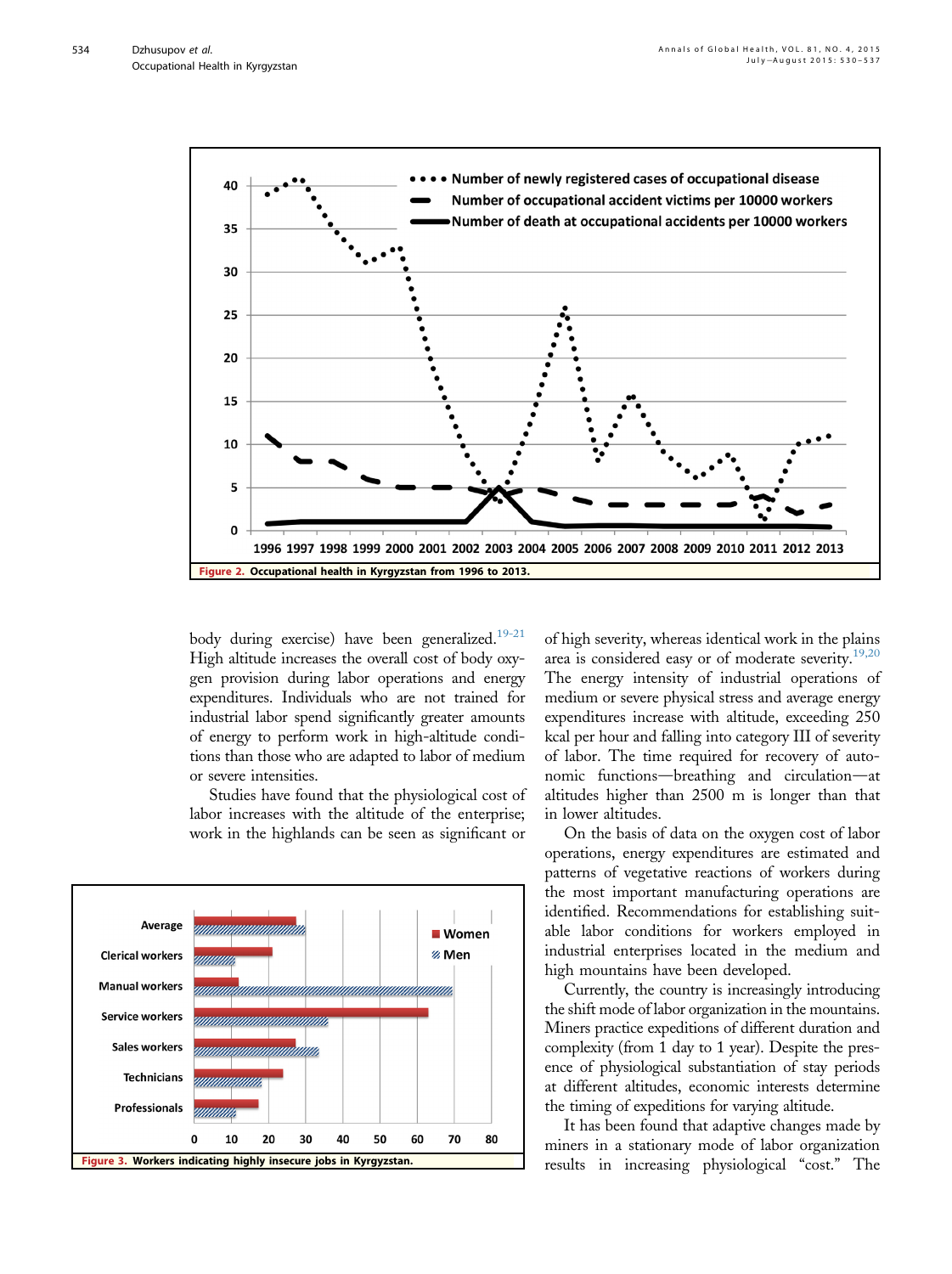Figure 2. Occupational health in Kyrgyzstan from 1996 to 2013.

body during exercise) have been generalized.[19-21] High altitude increases the overall cost of body oxygen provision during labor operations and energy expenditures. Individuals who are not trained for industrial labor spend significantly greater amounts of energy to perform work in high-altitude conditions than those who are adapted to labor of medium or severe intensities.

Studies have found that the physiological cost of labor increases with the altitude of the enterprise; work in the highlands can be seen as significant or of high severity, whereas identical work in the plains area is considered easy or of moderate severity.[19,20] The energy intensity of industrial operations of medium or severe physical stress and average energy expenditures increase with altitude, exceeding 250 kcal per hour and falling into category III of severity of labor. The time required for recovery of autonomic functions—breathing and circulation—at altitudes higher than 2500 m is longer than that in lower altitudes.

Figure 3. Workers indicating highly insecure jobs in Kyrgyzstan.

On the basis of data on the oxygen cost of labor operations, energy expenditures are estimated and patterns of vegetative reactions of workers during the most important manufacturing operations are identified. Recommendations for establishing suitable labor conditions for workers employed in industrial enterprises located in the medium and high mountains have been developed.

Currently, the country is increasingly introducing the shift mode of labor organization in the mountains. Miners practice expeditions of different duration and complexity (from 1 day to 1 year). Despite the presence of physiological substantiation of stay periods at different altitudes, economic interests determine the timing of expeditions for varying altitude.

It has been found that adaptive changes made by miners in a stationary mode of labor organization results in increasing physiological "cost." The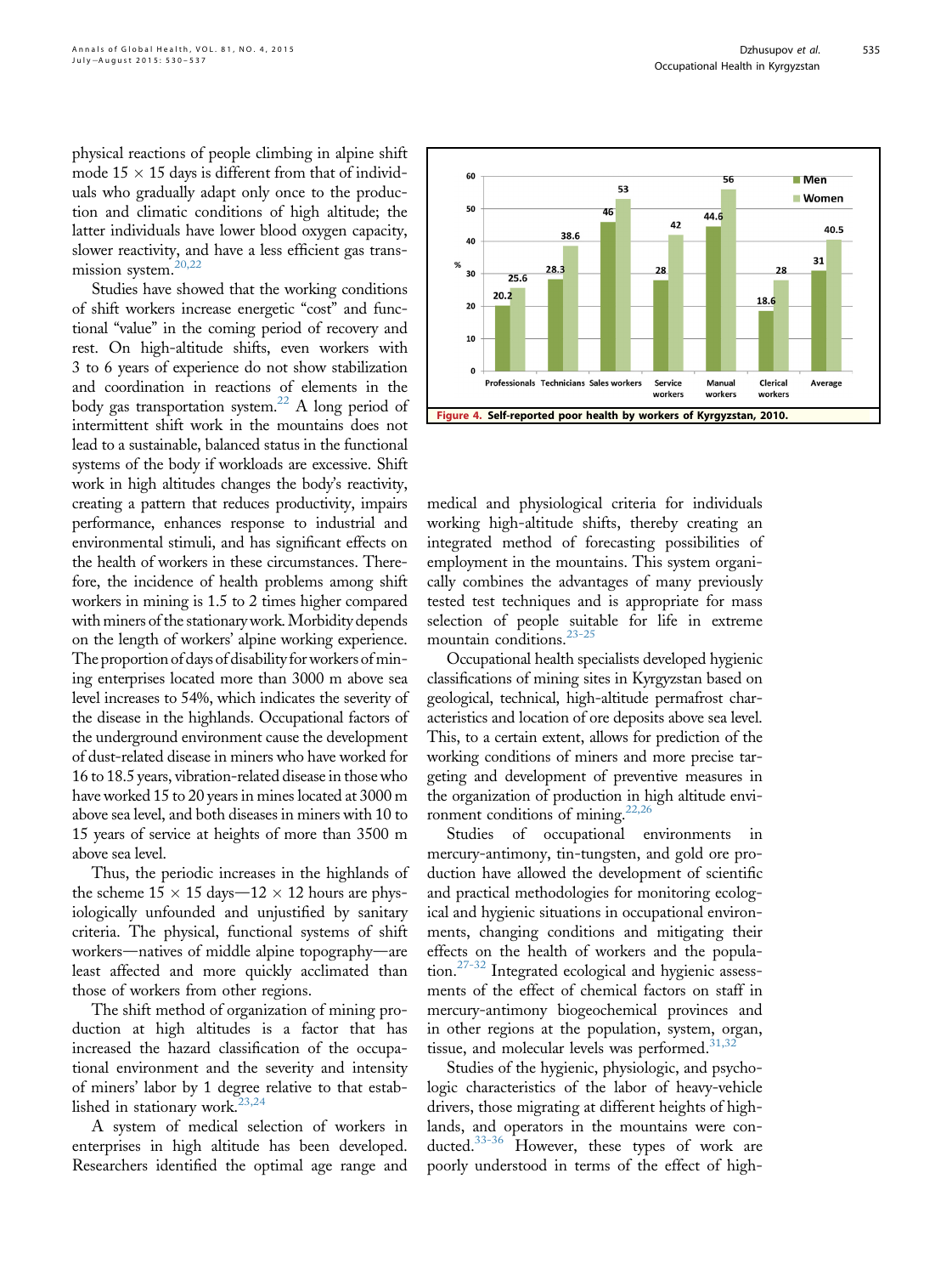physical reactions of people climbing in alpine shift mode 15 × 15 days is different from that of individuals who gradually adapt only once to the production and climatic conditions of high altitude; the latter individuals have lower blood oxygen capacity, slower reactivity, and have a less efficient gas transmission system.[20,22]

Studies have showed that the working conditions of shift workers increase energetic "cost" and functional "value" in the coming period of recovery and rest. On high-altitude shifts, even workers with 3 to 6 years of experience do not show stabilization and coordination in reactions of elements in the body gas transportation system.[22] A long period of intermittent shift work in the mountains does not lead to a sustainable, balanced status in the functional systems of the body if workloads are excessive. Shift work in high altitudes changes the body's reactivity, creating a pattern that reduces productivity, impairs performance, enhances response to industrial and environmental stimuli, and has significant effects on the health of workers in these circumstances. Therefore, the incidence of health problems among shift workers in mining is 1.5 to 2 times higher compared with miners of the stationary work. Morbidity depends on the length of workers' alpine working experience. The proportion of days of disability for workers of mining enterprises located more than 3000 m above sea level increases to 54%, which indicates the severity of the disease in the highlands. Occupational factors of the underground environment cause the development of dust-related disease in miners who have worked for 16 to 18.5 years, vibration-related disease in those who have worked 15 to 20 years in mines located at 3000 m above sea level, and both diseases in miners with 10 to 15 years of service at heights of more than 3500 m above sea level.

Thus, the periodic increases in the highlands of the scheme 15 × 15 days—12 × 12 hours are physiologically unfounded and unjustified by sanitary criteria. The physical, functional systems of shift workers—natives of middle alpine topography—are least affected and more quickly acclimated than those of workers from other regions.

The shift method of organization of mining production at high altitudes is a factor that has increased the hazard classification of the occupational environment and the severity and intensity of miners' labor by 1 degree relative to that established in stationary work.[23,24]

A system of medical selection of workers in enterprises in high altitude has been developed. Researchers identified the optimal age range and medical and physiological criteria for individuals working high-altitude shifts, thereby creating an integrated method of forecasting possibilities of employment in the mountains. This system organically combines the advantages of many previously tested test techniques and is appropriate for mass selection of people suitable for life in extreme mountain conditions.[23-25]

| % | Men | Women |
|---|---|---|
| Professionals | 20.2 | 25.6 |
| Technicians | 28.3 | 38.6 |
| Sales workers | 46 | 53 |
| Service workers | 28 | 42 |
| Manual workers | 44.6 | 56 |
| Clerical workers | 18.6 | 28 |
| Average | 31 | 40.5 |

**Figure 4.** Self-reported poor health by workers of Kyrgyzstan, 2010.

Occupational health specialists developed hygienic classifications of mining sites in Kyrgyzstan based on geological, technical, high-altitude permafrost characteristics and location of ore deposits above sea level. This, to a certain extent, allows for prediction of the working conditions of miners and more precise targeting and development of preventive measures in the organization of production in high altitude environment conditions of mining.[22,26]

Studies of occupational environments in mercury-antimony, tin-tungsten, and gold ore production have allowed the development of scientific and practical methodologies for monitoring ecological and hygienic situations in occupational environments, changing conditions and mitigating their effects on the health of workers and the population.[27-32] Integrated ecological and hygienic assessments of the effect of chemical factors on staff in mercury-antimony biogeochemical provinces and in other regions at the population, system, organ, tissue, and molecular levels was performed.[31,32]

Studies of the hygienic, physiologic, and psychologic characteristics of the labor of heavy-vehicle drivers, those migrating at different heights of highlands, and operators in the mountains were conducted.[33-36] However, these types of work are poorly understood in terms of the effect of high-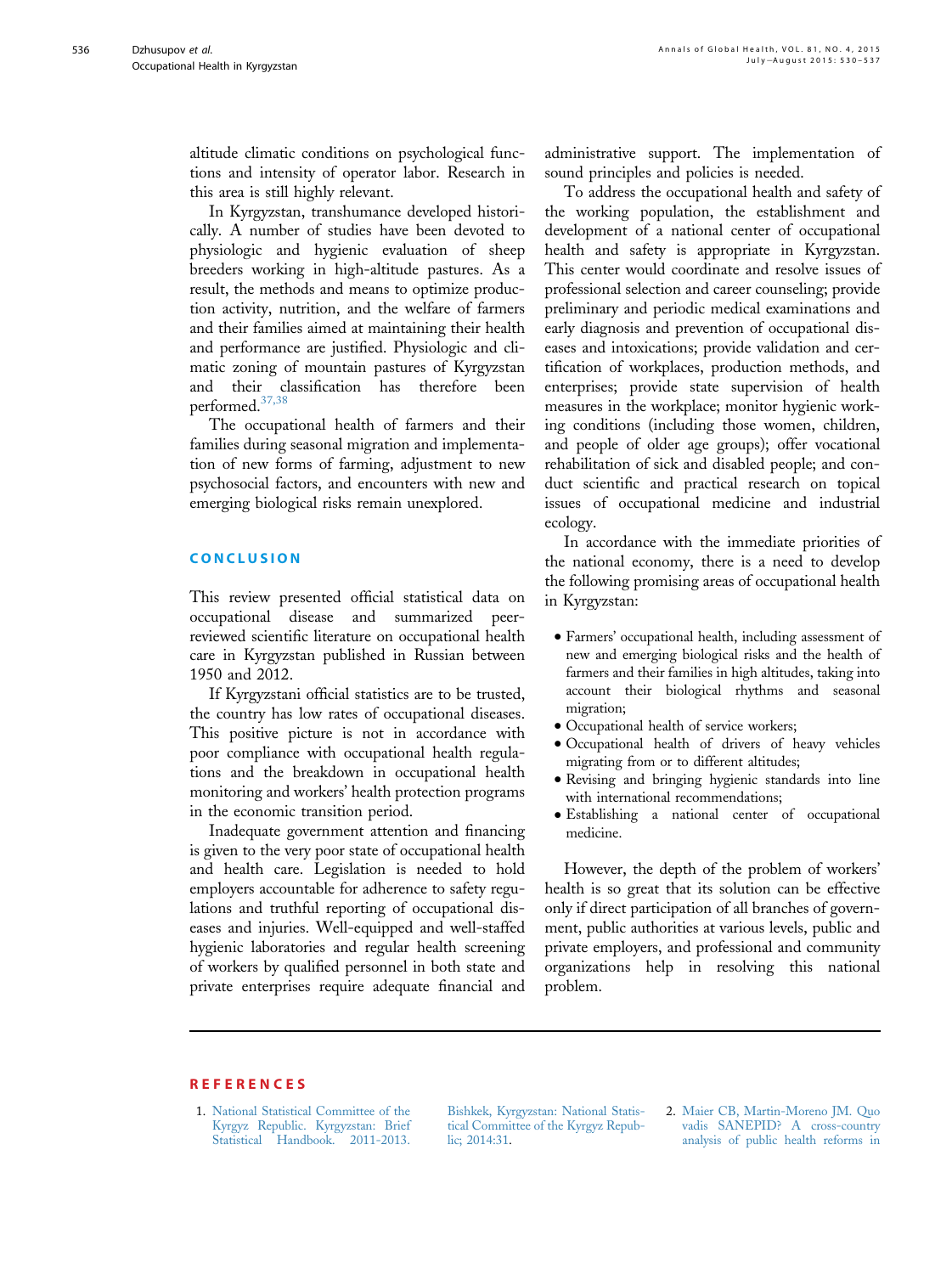altitude climatic conditions on psychological functions and intensity of operator labor. Research in this area is still highly relevant.

In Kyrgyzstan, transhumance developed historically. A number of studies have been devoted to physiologic and hygienic evaluation of sheep breeders working in high-altitude pastures. As a result, the methods and means to optimize production activity, nutrition, and the welfare of farmers and their families aimed at maintaining their health and performance are justified. Physiologic and climatic zoning of mountain pastures of Kyrgyzstan and their classification has therefore been performed.[37,38]

The occupational health of farmers and their families during seasonal migration and implementation of new forms of farming, adjustment to new psychosocial factors, and encounters with new and emerging biological risks remain unexplored.

## CONCLUSION

This review presented official statistical data on occupational disease and summarized peer-reviewed scientific literature on occupational health care in Kyrgyzstan published in Russian between 1950 and 2012.

If Kyrgyzstani official statistics are to be trusted, the country has low rates of occupational diseases. This positive picture is not in accordance with poor compliance with occupational health regulations and the breakdown in occupational health monitoring and workers' health protection programs in the economic transition period.

Inadequate government attention and financing is given to the very poor state of occupational health and health care. Legislation is needed to hold employers accountable for adherence to safety regulations and truthful reporting of occupational diseases and injuries. Well-equipped and well-staffed hygienic laboratories and regular health screening of workers by qualified personnel in both state and private enterprises require adequate financial and administrative support. The implementation of sound principles and policies is needed.

To address the occupational health and safety of the working population, the establishment and development of a national center of occupational health and safety is appropriate in Kyrgyzstan. This center would coordinate and resolve issues of professional selection and career counseling; provide preliminary and periodic medical examinations and early diagnosis and prevention of occupational diseases and intoxications; provide validation and certification of workplaces, production methods, and enterprises; provide state supervision of health measures in the workplace; monitor hygienic working conditions (including those women, children, and people of older age groups); offer vocational rehabilitation of sick and disabled people; and conduct scientific and practical research on topical issues of occupational medicine and industrial ecology.

In accordance with the immediate priorities of the national economy, there is a need to develop the following promising areas of occupational health in Kyrgyzstan:

- Farmers' occupational health, including assessment of new and emerging biological risks and the health of farmers and their families in high altitudes, taking into account their biological rhythms and seasonal migration;
- Occupational health of service workers;
- Occupational health of drivers of heavy vehicles migrating from or to different altitudes;
- Revising and bringing hygienic standards into line with international recommendations;
- Establishing a national center of occupational medicine.

However, the depth of the problem of workers' health is so great that its solution can be effective only if direct participation of all branches of government, public authorities at various levels, public and private employers, and professional and community organizations help in resolving this national problem.

## REFERENCES

1. National Statistical Committee of the Kyrgyz Republic. Kyrgyzstan: Brief Statistical Handbook. 2011-2013. Bishkek, Kyrgyzstan: National Statistical Committee of the Kyrgyz Republic; 2014:31.
2. Maier CB, Martin-Moreno JM. Quo vadis SANEPID? A cross-country analysis of public health reforms in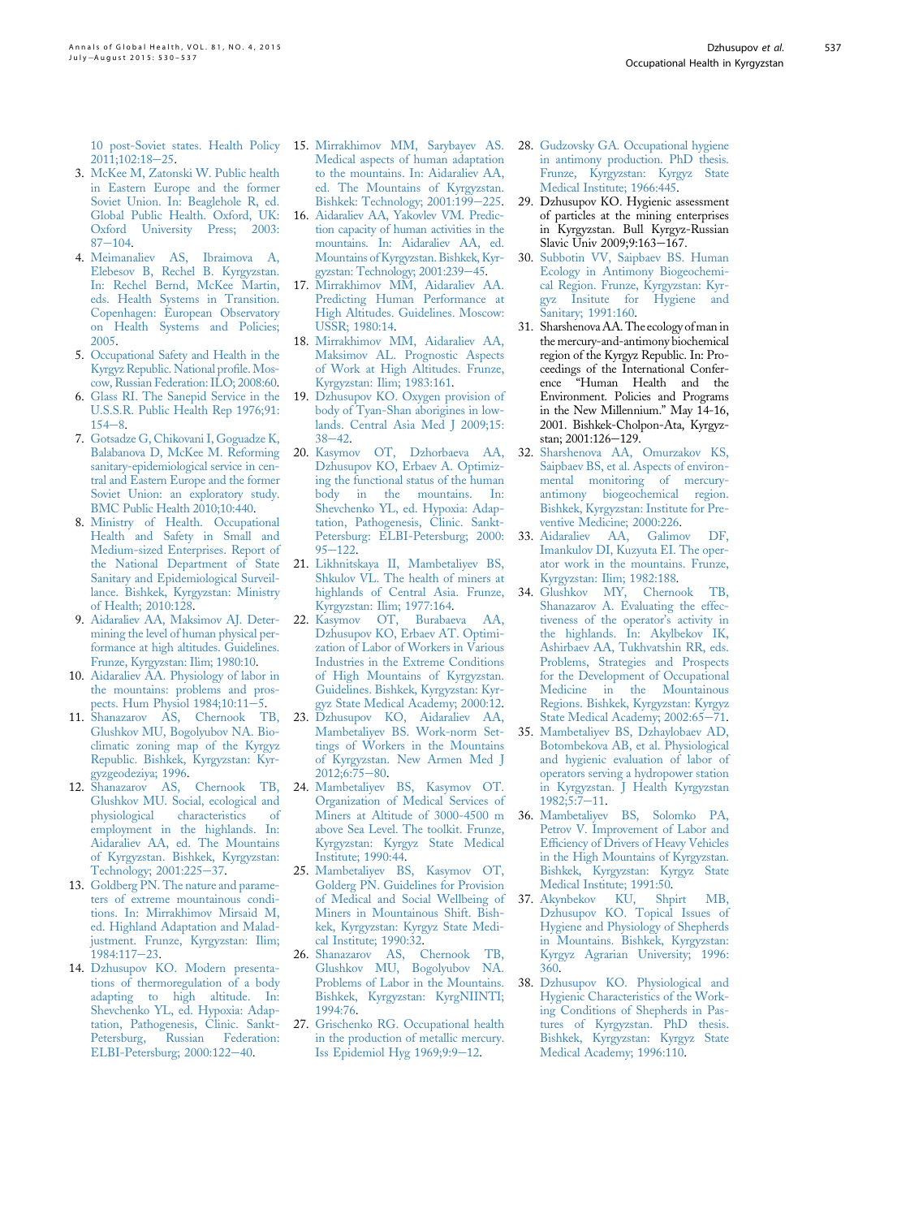10 post-Soviet states. Health Policy 2011;102:18–25.

3. McKee M, Zatonski W. Public health in Eastern Europe and the former Soviet Union. In: Beaglehole R, ed. Global Public Health. Oxford, UK: Oxford University Press; 2003: 87–104.
4. Meimanaliev AS, Ibraimova A, Elebesov B, Rechel B. Kyrgyzstan. In: Rechel Bernd, McKee Martin, eds. Health Systems in Transition. Copenhagen: European Observatory on Health Systems and Policies; 2005.
5. Occupational Safety and Health in the Kyrgyz Republic. National profile. Moscow, Russian Federation: ILO; 2008:60.
6. Glass RI. The Sanepid Service in the U.S.S.R. Public Health Rep 1976;91: 154–8.
7. Gotsadze G, Chikovani I, Goguadze K, Balabanova D, McKee M. Reforming sanitary-epidemiological service in central and Eastern Europe and the former Soviet Union: an exploratory study. BMC Public Health 2010;10:440.
8. Ministry of Health. Occupational Health and Safety in Small and Medium-sized Enterprises. Report of the National Department of State Sanitary and Epidemiological Surveillance. Bishkek, Kyrgyzstan: Ministry of Health; 2010:128.
9. Aidaraliev AA, Maksimov AJ. Determining the level of human physical performance at high altitudes. Guidelines. Frunze, Kyrgyzstan: Ilim; 1980:10.
10. Aidaraliev AA. Physiology of labor in the mountains: problems and prospects. Hum Physiol 1984;10:11–5.
11. Shanazarov AS, Chernook TB, Glushkov MU, Bogolyubov NA. Bioclimatic zoning map of the Kyrgyz Republic. Bishkek, Kyrgyzstan: Kyrgyzgeodeziya; 1996.
12. Shanazarov AS, Chernook TB, Glushkov MU. Social, ecological and physiological characteristics of employment in the highlands. In: Aidaraliev AA, ed. The Mountains of Kyrgyzstan. Bishkek, Kyrgyzstan: Technology; 2001:225–37.
13. Goldberg PN. The nature and parameters of extreme mountainous conditions. In: Mirrakhimov Mirsaid M, ed. Highland Adaptation and Maladjustment. Frunze, Kyrgyzstan: Ilim; 1984:117–23.
14. Dzhusupov KO. Modern presentations of thermoregulation of a body adapting to high altitude. In: Shevchenko YL, ed. Hypoxia: Adaptation, Pathogenesis, Clinic. Sankt-Petersburg, Russian Federation: ELBI-Petersburg; 2000:122–40.
15. Mirrakhimov MM, Sarybayev AS. Medical aspects of human adaptation to the mountains. In: Aidaraliev AA, ed. The Mountains of Kyrgyzstan. Bishkek: Technology; 2001:199–225.
16. Aidaraliev AA, Yakovlev VM. Prediction capacity of human activities in the mountains. In: Aidaraliev AA, ed. Mountains of Kyrgyzstan. Bishkek, Kyrgyzstan: Technology; 2001:239–45.
17. Mirrakhimov MM, Aidaraliev AA. Predicting Human Performance at High Altitudes. Guidelines. Moscow: USSR; 1980:14.
18. Mirrakhimov MM, Aidaraliev AA, Maksimov AL. Prognostic Aspects of Work at High Altitudes. Frunze, Kyrgyzstan: Ilim; 1983:161.
19. Dzhusupov KO. Oxygen provision of body of Tyan-Shan aborigines in lowlands. Central Asia Med J 2009;15: 38–42.
20. Kasymov OT, Dzhorbaeva AA, Dzhusupov KO, Erbaev A. Optimizing the functional status of the human body in the mountains. In: Shevchenko YL, ed. Hypoxia: Adaptation, Pathogenesis, Clinic. Sankt-Petersburg: ELBI-Petersburg; 2000: 95–122.
21. Likhnitskaya II, Mambetaliyev BS, Shkulov VL. The health of miners at highlands of Central Asia. Frunze, Kyrgyzstan: Ilim; 1977:164.
22. Kasymov OT, Burabaeva AA, Dzhusupov KO, Erbaev AT. Optimization of Labor of Workers in Various Industries in the Extreme Conditions of High Mountains of Kyrgyzstan. Guidelines. Bishkek, Kyrgyzstan: Kyrgyz State Medical Academy; 2000:12.
23. Dzhusupov KO, Aidaraliev AA, Mambetaliyev BS. Work-norm Settings of Workers in the Mountains of Kyrgyzstan. New Armen Med J 2012;6:75–80.
24. Mambetaliyev BS, Kasymov OT. Organization of Medical Services of Miners at Altitude of 3000-4500 m above Sea Level. The toolkit. Frunze, Kyrgyzstan: Kyrgyz State Medical Institute; 1990:44.
25. Mambetaliyev BS, Kasymov OT, Golderg PN. Guidelines for Provision of Medical and Social Wellbeing of Miners in Mountainous Shift. Bishkek, Kyrgyzstan: Kyrgyz State Medical Institute; 1990:32.
26. Shanazarov AS, Chernook TB, Glushkov MU, Bogolyubov NA. Problems of Labor in the Mountains. Bishkek, Kyrgyzstan: KyrgNIINTI; 1994:76.
27. Grischenko RG. Occupational health in the production of metallic mercury. Iss Epidemiol Hyg 1969;9:9–12.
28. Gudzovsky GA. Occupational hygiene in antimony production. PhD thesis. Frunze, Kyrgyzstan: Kyrgyz State Medical Institute; 1966:445.
29. Dzhusupov KO. Hygienic assessment of particles at the mining enterprises in Kyrgyzstan. Bull Kyrgyz-Russian Slavic Univ 2009;9:163–167.
30. Subbotin VV, Saipbaev BS. Human Ecology in Antimony Biogeochemical Region. Frunze, Kyrgyzstan: Kyrgyz Insitute for Hygiene and Sanitary; 1991:160.
31. Sharshenova AA. The ecology of man in the mercury-and-antimony biochemical region of the Kyrgyz Republic. In: Proceedings of the International Conference "Human Health and the Environment. Policies and Programs in the New Millennium." May 14-16, 2001. Bishkek-Cholpon-Ata, Kyrgyzstan; 2001:126–129.
32. Sharshenova AA, Omurzakov KS, Saipbaev BS, et al. Aspects of environmental monitoring of mercury-antimony biogeochemical region. Bishkek, Kyrgyzstan: Institute for Preventive Medicine; 2000:226.
33. Aidaraliev AA, Galimov DF, Imankulov DI, Kuzyuta EI. The operator work in the mountains. Frunze, Kyrgyzstan: Ilim; 1982:188.
34. Glushkov MY, Chernook TB, Shanazarov A. Evaluating the effectiveness of the operator's activity in the highlands. In: Akylbekov IK, Ashirbaev AA, Tukhvatshin RR, eds. Problems, Strategies and Prospects for the Development of Occupational Medicine in the Mountainous Regions. Bishkek, Kyrgyzstan: Kyrgyz State Medical Academy; 2002:65–71.
35. Mambetaliyev BS, Dzhaylobaev AD, Botombekova AB, et al. Physiological and hygienic evaluation of labor of operators serving a hydropower station in Kyrgyzstan. J Health Kyrgyzstan 1982;5:7–11.
36. Mambetaliyev BS, Solomko PA, Petrov V. Improvement of Labor and Efficiency of Drivers of Heavy Vehicles in the High Mountains of Kyrgyzstan. Bishkek, Kyrgyzstan: Kyrgyz State Medical Institute; 1991:50.
37. Akynbekov KU, Shpirt MB, Dzhusupov KO. Topical Issues of Hygiene and Physiology of Shepherds in Mountains. Bishkek, Kyrgyzstan: Kyrgyz Agrarian University; 1996: 360.
38. Dzhusupov KO. Physiological and Hygienic Characteristics of the Working Conditions of Shepherds in Pastures of Kyrgyzstan. PhD thesis. Bishkek, Kyrgyzstan: Kyrgyz State Medical Academy; 1996:110.